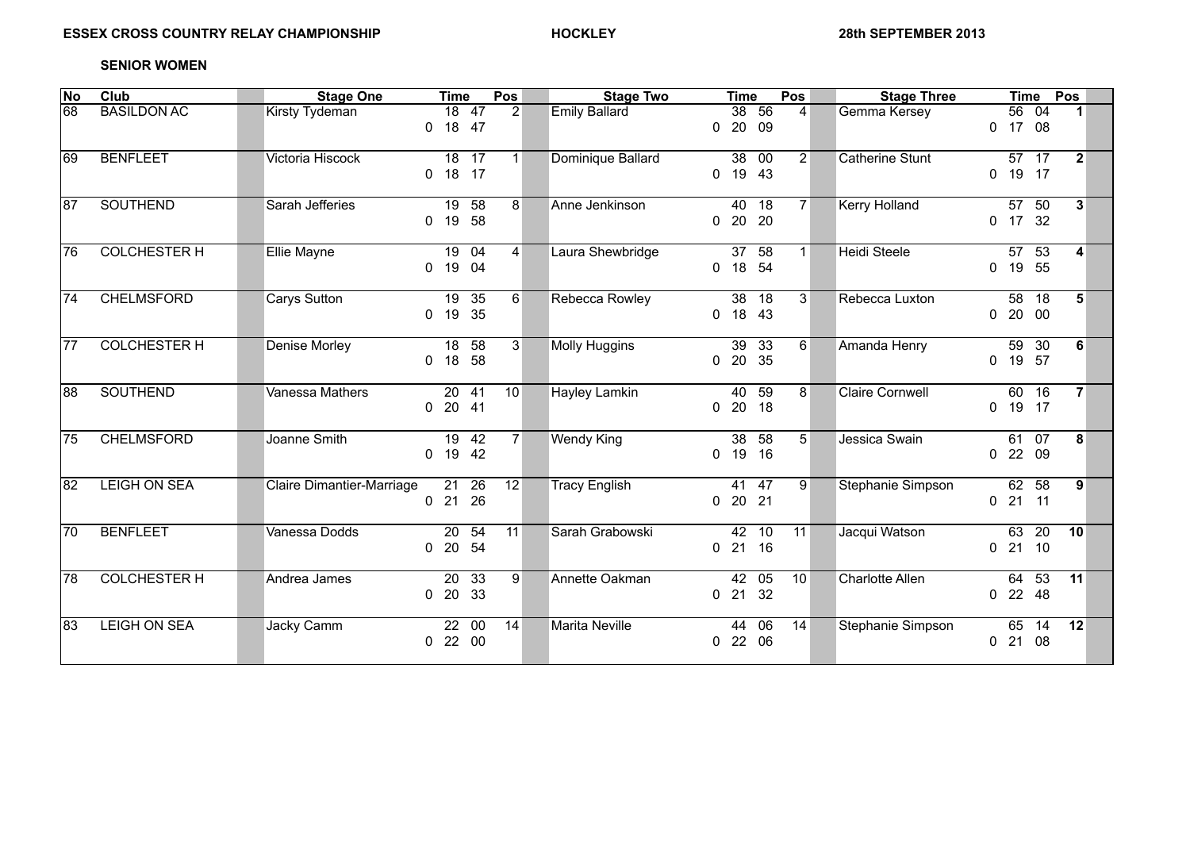**ESSEX CROSS COUNTRY RELAY CHAMPIONSHIP** **HOCKLEY** **28th SEPTEMBER 2013**

**SENIOR WOMEN**

| No | Club | Stage One | Time | Pos | Stage Two | Time | Pos | Stage Three | Time | Pos |
|---|---|---|---|---|---|---|---|---|---|---|
| 68 | BASILDON AC | Kirsty Tydeman | 18 47<br>0 18 47 | 2 | Emily Ballard | 38 56<br>0 20 09 | 4 | Gemma Kersey | 56 04<br>0 17 08 | **1** |
| 69 | BENFLEET | Victoria Hiscock | 18 17<br>0 18 17 | 1 | Dominique Ballard | 38 00<br>0 19 43 | 2 | Catherine Stunt | 57 17<br>0 19 17 | **2** |
| 87 | SOUTHEND | Sarah Jefferies | 19 58<br>0 19 58 | 8 | Anne Jenkinson | 40 18<br>0 20 20 | 7 | Kerry Holland | 57 50<br>0 17 32 | **3** |
| 76 | COLCHESTER H | Ellie Mayne | 19 04<br>0 19 04 | 4 | Laura Shewbridge | 37 58<br>0 18 54 | 1 | Heidi Steele | 57 53<br>0 19 55 | **4** |
| 74 | CHELMSFORD | Carys Sutton | 19 35<br>0 19 35 | 6 | Rebecca Rowley | 38 18<br>0 18 43 | 3 | Rebecca Luxton | 58 18<br>0 20 00 | **5** |
| 77 | COLCHESTER H | Denise Morley | 18 58<br>0 18 58 | 3 | Molly Huggins | 39 33<br>0 20 35 | 6 | Amanda Henry | 59 30<br>0 19 57 | **6** |
| 88 | SOUTHEND | Vanessa Mathers | 20 41<br>0 20 41 | 10 | Hayley Lamkin | 40 59<br>0 20 18 | 8 | Claire Cornwell | 60 16<br>0 19 17 | **7** |
| 75 | CHELMSFORD | Joanne Smith | 19 42<br>0 19 42 | 7 | Wendy King | 38 58<br>0 19 16 | 5 | Jessica Swain | 61 07<br>0 22 09 | **8** |
| 82 | LEIGH ON SEA | Claire Dimantier-Marriage | 21 26<br>0 21 26 | 12 | Tracy English | 41 47<br>0 20 21 | 9 | Stephanie Simpson | 62 58<br>0 21 11 | **9** |
| 70 | BENFLEET | Vanessa Dodds | 20 54<br>0 20 54 | 11 | Sarah Grabowski | 42 10<br>0 21 16 | 11 | Jacqui Watson | 63 20<br>0 21 10 | **10** |
| 78 | COLCHESTER H | Andrea James | 20 33<br>0 20 33 | 9 | Annette Oakman | 42 05<br>0 21 32 | 10 | Charlotte Allen | 64 53<br>0 22 48 | **11** |
| 83 | LEIGH ON SEA | Jacky Camm | 22 00<br>0 22 00 | 14 | Marita Neville | 44 06<br>0 22 06 | 14 | Stephanie Simpson | 65 14<br>0 21 08 | **12** |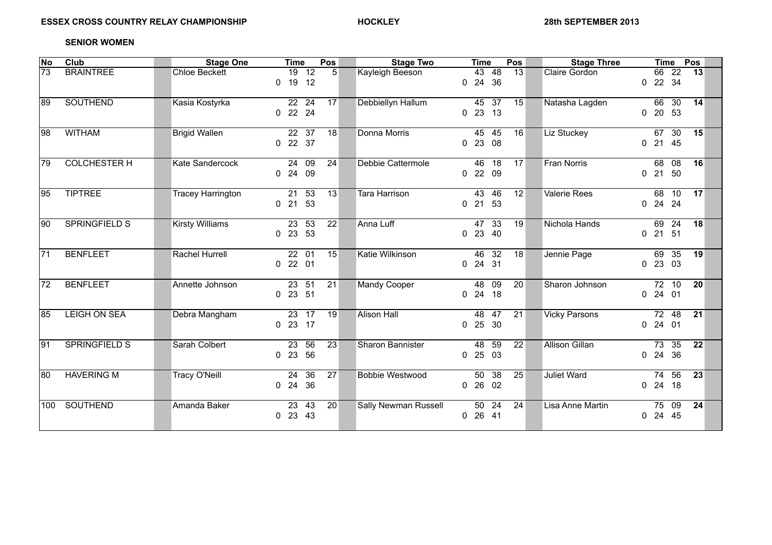**ESSEX CROSS COUNTRY RELAY CHAMPIONSHIP** **HOCKLEY** **28th SEPTEMBER 2013**

**SENIOR WOMEN**

| No | Club | Stage One | Time | Pos | Stage Two | Time | Pos | Stage Three | Time | Pos |
|---|---|---|---|---|---|---|---|---|---|---|
| 73 | BRAINTREE | Chloe Beckett | 19 12<br>0 19 12 | 5 | Kayleigh Beeson | 43 48<br>0 24 36 | 13 | Claire Gordon | 66 22<br>0 22 34 | **13** |
| 89 | SOUTHEND | Kasia Kostyrka | 22 24<br>0 22 24 | 17 | Debbiellyn Hallum | 45 37<br>0 23 13 | 15 | Natasha Lagden | 66 30<br>0 20 53 | **14** |
| 98 | WITHAM | Brigid Wallen | 22 37<br>0 22 37 | 18 | Donna Morris | 45 45<br>0 23 08 | 16 | Liz Stuckey | 67 30<br>0 21 45 | **15** |
| 79 | COLCHESTER H | Kate Sandercock | 24 09<br>0 24 09 | 24 | Debbie Cattermole | 46 18<br>0 22 09 | 17 | Fran Norris | 68 08<br>0 21 50 | **16** |
| 95 | TIPTREE | Tracey Harrington | 21 53<br>0 21 53 | 13 | Tara Harrison | 43 46<br>0 21 53 | 12 | Valerie Rees | 68 10<br>0 24 24 | **17** |
| 90 | SPRINGFIELD S | Kirsty Williams | 23 53<br>0 23 53 | 22 | Anna Luff | 47 33<br>0 23 40 | 19 | Nichola Hands | 69 24<br>0 21 51 | **18** |
| 71 | BENFLEET | Rachel Hurrell | 22 01<br>0 22 01 | 15 | Katie Wilkinson | 46 32<br>0 24 31 | 18 | Jennie Page | 69 35<br>0 23 03 | **19** |
| 72 | BENFLEET | Annette Johnson | 23 51<br>0 23 51 | 21 | Mandy Cooper | 48 09<br>0 24 18 | 20 | Sharon Johnson | 72 10<br>0 24 01 | **20** |
| 85 | LEIGH ON SEA | Debra Mangham | 23 17<br>0 23 17 | 19 | Alison Hall | 48 47<br>0 25 30 | 21 | Vicky Parsons | 72 48<br>0 24 01 | **21** |
| 91 | SPRINGFIELD S | Sarah Colbert | 23 56<br>0 23 56 | 23 | Sharon Bannister | 48 59<br>0 25 03 | 22 | Allison Gillan | 73 35<br>0 24 36 | **22** |
| 80 | HAVERING M | Tracy O'Neill | 24 36<br>0 24 36 | 27 | Bobbie Westwood | 50 38<br>0 26 02 | 25 | Juliet Ward | 74 56<br>0 24 18 | **23** |
| 100 | SOUTHEND | Amanda Baker | 23 43<br>0 23 43 | 20 | Sally Newman Russell | 50 24<br>0 26 41 | 24 | Lisa Anne Martin | 75 09<br>0 24 45 | **24** |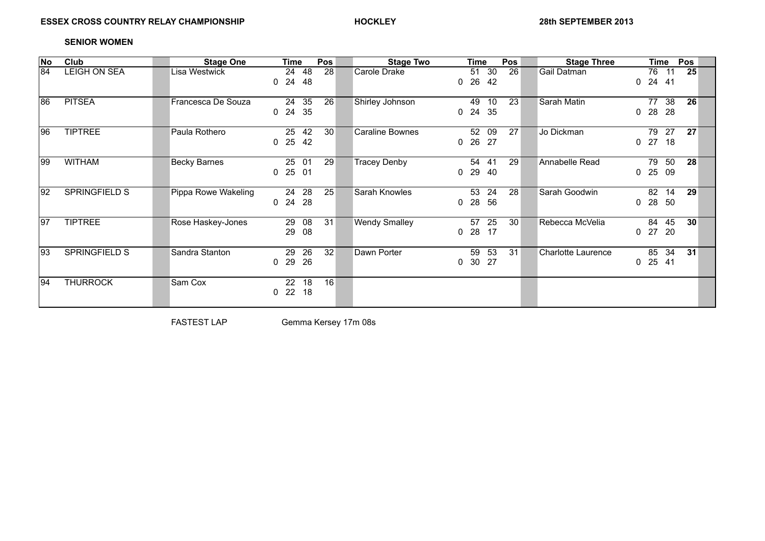**ESSEX CROSS COUNTRY RELAY CHAMPIONSHIP** **HOCKLEY** **28th SEPTEMBER 2013**

**SENIOR WOMEN**

| No | Club | Stage One | Time | Pos | Stage Two | Time | Pos | Stage Three | Time | Pos |
|---|---|---|---|---|---|---|---|---|---|---|
| 84 | LEIGH ON SEA | Lisa Westwick | 24 48<br>0 24 48 | 28 | Carole Drake | 51 30<br>0 26 42 | 26 | Gail Datman | 76 11<br>0 24 41 | **25** |
| 86 | PITSEA | Francesca De Souza | 24 35<br>0 24 35 | 26 | Shirley Johnson | 49 10<br>0 24 35 | 23 | Sarah Matin | 77 38<br>0 28 28 | **26** |
| 96 | TIPTREE | Paula Rothero | 25 42<br>0 25 42 | 30 | Caraline Bownes | 52 09<br>0 26 27 | 27 | Jo Dickman | 79 27<br>0 27 18 | **27** |
| 99 | WITHAM | Becky Barnes | 25 01<br>0 25 01 | 29 | Tracey Denby | 54 41<br>0 29 40 | 29 | Annabelle Read | 79 50<br>0 25 09 | **28** |
| 92 | SPRINGFIELD S | Pippa Rowe Wakeling | 24 28<br>0 24 28 | 25 | Sarah Knowles | 53 24<br>0 28 56 | 28 | Sarah Goodwin | 82 14<br>0 28 50 | **29** |
| 97 | TIPTREE | Rose Haskey-Jones | 29 08<br>29 08 | 31 | Wendy Smalley | 57 25<br>0 28 17 | 30 | Rebecca McVelia | 84 45<br>0 27 20 | **30** |
| 93 | SPRINGFIELD S | Sandra Stanton | 29 26<br>0 29 26 | 32 | Dawn Porter | 59 53<br>0 30 27 | 31 | Charlotte Laurence | 85 34<br>0 25 41 | **31** |
| 94 | THURROCK | Sam Cox | 22 18<br>0 22 18 | 16 | | | | | | |

FASTEST LAP Gemma Kersey 17m 08s